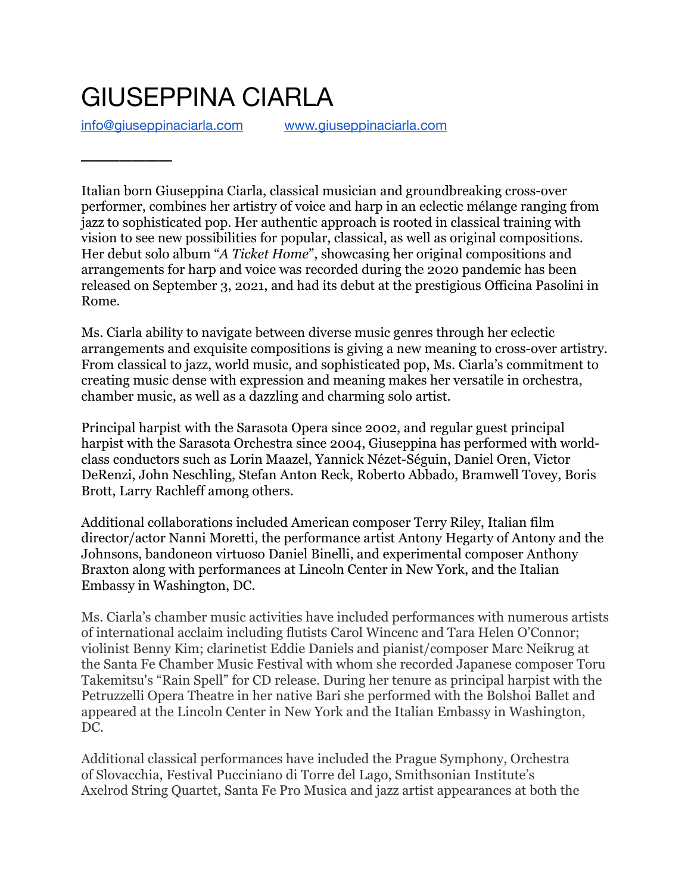# GIUSEPPINA CIARLA

info@giuseppinaciarla.com www.giuseppinaciarla.com

---

Italian born Giuseppina Ciarla, classical musician and groundbreaking cross-over performer, combines her artistry of voice and harp in an eclectic mélange ranging from jazz to sophisticated pop. Her authentic approach is rooted in classical training with vision to see new possibilities for popular, classical, as well as original compositions. Her debut solo album "*A Ticket Home*", showcasing her original compositions and arrangements for harp and voice was recorded during the 2020 pandemic has been released on September 3, 2021, and had its debut at the prestigious Officina Pasolini in Rome.

Ms. Ciarla ability to navigate between diverse music genres through her eclectic arrangements and exquisite compositions is giving a new meaning to cross-over artistry. From classical to jazz, world music, and sophisticated pop, Ms. Ciarla's commitment to creating music dense with expression and meaning makes her versatile in orchestra, chamber music, as well as a dazzling and charming solo artist.

Principal harpist with the Sarasota Opera since 2002, and regular guest principal harpist with the Sarasota Orchestra since 2004, Giuseppina has performed with world-class conductors such as Lorin Maazel, Yannick Nézet-Séguin, Daniel Oren, Victor DeRenzi, John Neschling, Stefan Anton Reck, Roberto Abbado, Bramwell Tovey, Boris Brott, Larry Rachleff among others.

Additional collaborations included American composer Terry Riley, Italian film director/actor Nanni Moretti, the performance artist Antony Hegarty of Antony and the Johnsons, bandoneon virtuoso Daniel Binelli, and experimental composer Anthony Braxton along with performances at Lincoln Center in New York, and the Italian Embassy in Washington, DC.

Ms. Ciarla's chamber music activities have included performances with numerous artists of international acclaim including flutists Carol Wincenc and Tara Helen O'Connor; violinist Benny Kim; clarinetist Eddie Daniels and pianist/composer Marc Neikrug at the Santa Fe Chamber Music Festival with whom she recorded Japanese composer Toru Takemitsu's "Rain Spell" for CD release. During her tenure as principal harpist with the Petruzzelli Opera Theatre in her native Bari she performed with the Bolshoi Ballet and appeared at the Lincoln Center in New York and the Italian Embassy in Washington, DC.

Additional classical performances have included the Prague Symphony, Orchestra of Slovacchia, Festival Pucciniano di Torre del Lago, Smithsonian Institute's Axelrod String Quartet, Santa Fe Pro Musica and jazz artist appearances at both the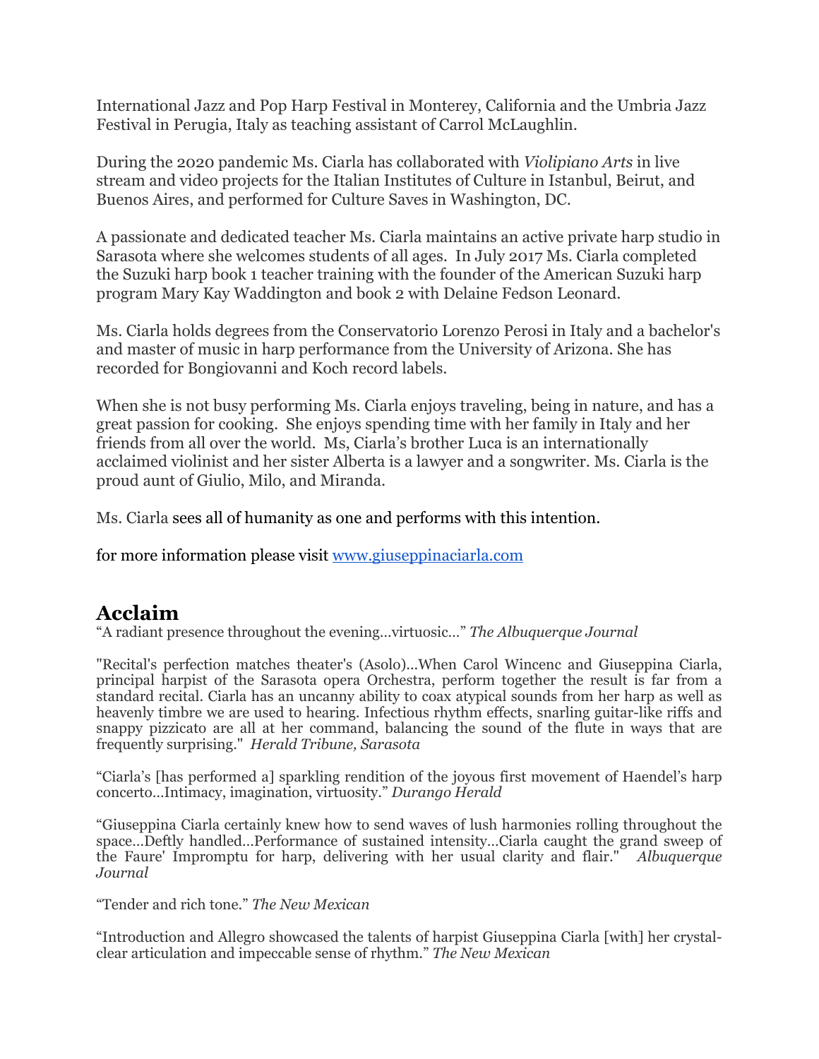International Jazz and Pop Harp Festival in Monterey, California and the Umbria Jazz Festival in Perugia, Italy as teaching assistant of Carrol McLaughlin.

During the 2020 pandemic Ms. Ciarla has collaborated with *Violipiano Arts* in live stream and video projects for the Italian Institutes of Culture in Istanbul, Beirut, and Buenos Aires, and performed for Culture Saves in Washington, DC.

A passionate and dedicated teacher Ms. Ciarla maintains an active private harp studio in Sarasota where she welcomes students of all ages. In July 2017 Ms. Ciarla completed the Suzuki harp book 1 teacher training with the founder of the American Suzuki harp program Mary Kay Waddington and book 2 with Delaine Fedson Leonard.

Ms. Ciarla holds degrees from the Conservatorio Lorenzo Perosi in Italy and a bachelor's and master of music in harp performance from the University of Arizona. She has recorded for Bongiovanni and Koch record labels.

When she is not busy performing Ms. Ciarla enjoys traveling, being in nature, and has a great passion for cooking. She enjoys spending time with her family in Italy and her friends from all over the world. Ms, Ciarla's brother Luca is an internationally acclaimed violinist and her sister Alberta is a lawyer and a songwriter. Ms. Ciarla is the proud aunt of Giulio, Milo, and Miranda.

Ms. Ciarla sees all of humanity as one and performs with this intention.

for more information please visit [www.giuseppinaciarla.com](www.giuseppinaciarla.com)

## Acclaim

"A radiant presence throughout the evening…virtuosic…" *The Albuquerque Journal*

"Recital's perfection matches theater's (Asolo)…When Carol Wincenc and Giuseppina Ciarla, principal harpist of the Sarasota opera Orchestra, perform together the result is far from a standard recital. Ciarla has an uncanny ability to coax atypical sounds from her harp as well as heavenly timbre we are used to hearing. Infectious rhythm effects, snarling guitar-like riffs and snappy pizzicato are all at her command, balancing the sound of the flute in ways that are frequently surprising." *Herald Tribune, Sarasota*

"Ciarla's [has performed a] sparkling rendition of the joyous first movement of Haendel's harp concerto…Intimacy, imagination, virtuosity." *Durango Herald*

"Giuseppina Ciarla certainly knew how to send waves of lush harmonies rolling throughout the space…Deftly handled…Performance of sustained intensity…Ciarla caught the grand sweep of the Faure' Impromptu for harp, delivering with her usual clarity and flair." *Albuquerque Journal*

"Tender and rich tone." *The New Mexican*

"Introduction and Allegro showcased the talents of harpist Giuseppina Ciarla [with] her crystal-clear articulation and impeccable sense of rhythm." *The New Mexican*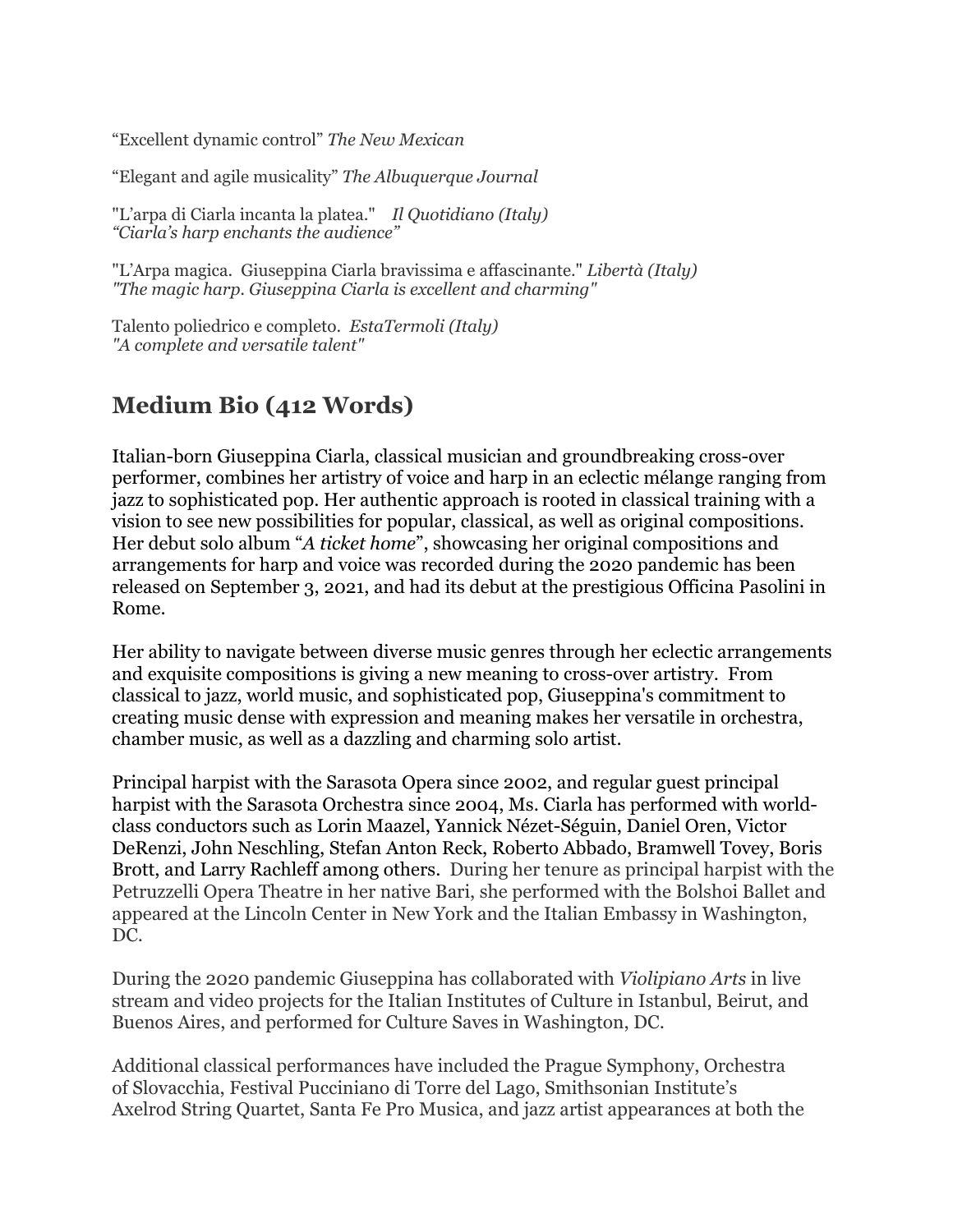“Excellent dynamic control” *The New Mexican*

“Elegant and agile musicality” *The Albuquerque Journal*

"L’arpa di Ciarla incanta la platea." *Il Quotidiano (Italy)*
*“Ciarla’s harp enchants the audience”*

"L’Arpa magica. Giuseppina Ciarla bravissima e affascinante." *Libertà (Italy)*
*"The magic harp. Giuseppina Ciarla is excellent and charming"*

Talento poliedrico e completo. *EstaTermoli (Italy)*
*"A complete and versatile talent"*

## Medium Bio (412 Words)

Italian-born Giuseppina Ciarla, classical musician and groundbreaking cross-over performer, combines her artistry of voice and harp in an eclectic mélange ranging from jazz to sophisticated pop. Her authentic approach is rooted in classical training with a vision to see new possibilities for popular, classical, as well as original compositions. Her debut solo album “*A ticket home*”, showcasing her original compositions and arrangements for harp and voice was recorded during the 2020 pandemic has been released on September 3, 2021, and had its debut at the prestigious Officina Pasolini in Rome.

Her ability to navigate between diverse music genres through her eclectic arrangements and exquisite compositions is giving a new meaning to cross-over artistry. From classical to jazz, world music, and sophisticated pop, Giuseppina's commitment to creating music dense with expression and meaning makes her versatile in orchestra, chamber music, as well as a dazzling and charming solo artist.

Principal harpist with the Sarasota Opera since 2002, and regular guest principal harpist with the Sarasota Orchestra since 2004, Ms. Ciarla has performed with world-class conductors such as Lorin Maazel, Yannick Nézet-Séguin, Daniel Oren, Victor DeRenzi, John Neschling, Stefan Anton Reck, Roberto Abbado, Bramwell Tovey, Boris Brott, and Larry Rachleff among others. During her tenure as principal harpist with the Petruzzelli Opera Theatre in her native Bari, she performed with the Bolshoi Ballet and appeared at the Lincoln Center in New York and the Italian Embassy in Washington, DC.

During the 2020 pandemic Giuseppina has collaborated with *Violipiano Arts* in live stream and video projects for the Italian Institutes of Culture in Istanbul, Beirut, and Buenos Aires, and performed for Culture Saves in Washington, DC.

Additional classical performances have included the Prague Symphony, Orchestra of Slovacchia, Festival Pucciniano di Torre del Lago, Smithsonian Institute’s Axelrod String Quartet, Santa Fe Pro Musica, and jazz artist appearances at both the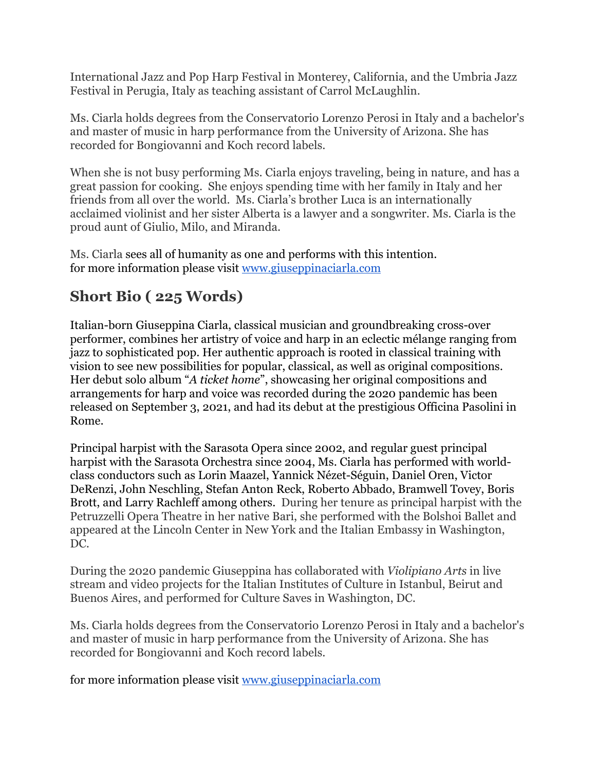International Jazz and Pop Harp Festival in Monterey, California, and the Umbria Jazz Festival in Perugia, Italy as teaching assistant of Carrol McLaughlin.

Ms. Ciarla holds degrees from the Conservatorio Lorenzo Perosi in Italy and a bachelor's and master of music in harp performance from the University of Arizona. She has recorded for Bongiovanni and Koch record labels.

When she is not busy performing Ms. Ciarla enjoys traveling, being in nature, and has a great passion for cooking. She enjoys spending time with her family in Italy and her friends from all over the world. Ms. Ciarla's brother Luca is an internationally acclaimed violinist and her sister Alberta is a lawyer and a songwriter. Ms. Ciarla is the proud aunt of Giulio, Milo, and Miranda.

Ms. Ciarla sees all of humanity as one and performs with this intention.
for more information please visit [www.giuseppinaciarla.com](http://www.giuseppinaciarla.com)

## Short Bio ( 225 Words)

Italian-born Giuseppina Ciarla, classical musician and groundbreaking cross-over performer, combines her artistry of voice and harp in an eclectic mélange ranging from jazz to sophisticated pop. Her authentic approach is rooted in classical training with vision to see new possibilities for popular, classical, as well as original compositions. Her debut solo album "*A ticket home*", showcasing her original compositions and arrangements for harp and voice was recorded during the 2020 pandemic has been released on September 3, 2021, and had its debut at the prestigious Officina Pasolini in Rome.

Principal harpist with the Sarasota Opera since 2002, and regular guest principal harpist with the Sarasota Orchestra since 2004, Ms. Ciarla has performed with world-class conductors such as Lorin Maazel, Yannick Nézet-Séguin, Daniel Oren, Victor DeRenzi, John Neschling, Stefan Anton Reck, Roberto Abbado, Bramwell Tovey, Boris Brott, and Larry Rachleff among others. During her tenure as principal harpist with the Petruzzelli Opera Theatre in her native Bari, she performed with the Bolshoi Ballet and appeared at the Lincoln Center in New York and the Italian Embassy in Washington, DC.

During the 2020 pandemic Giuseppina has collaborated with *Violipiano Arts* in live stream and video projects for the Italian Institutes of Culture in Istanbul, Beirut and Buenos Aires, and performed for Culture Saves in Washington, DC.

Ms. Ciarla holds degrees from the Conservatorio Lorenzo Perosi in Italy and a bachelor's and master of music in harp performance from the University of Arizona. She has recorded for Bongiovanni and Koch record labels.

for more information please visit [www.giuseppinaciarla.com](http://www.giuseppinaciarla.com)